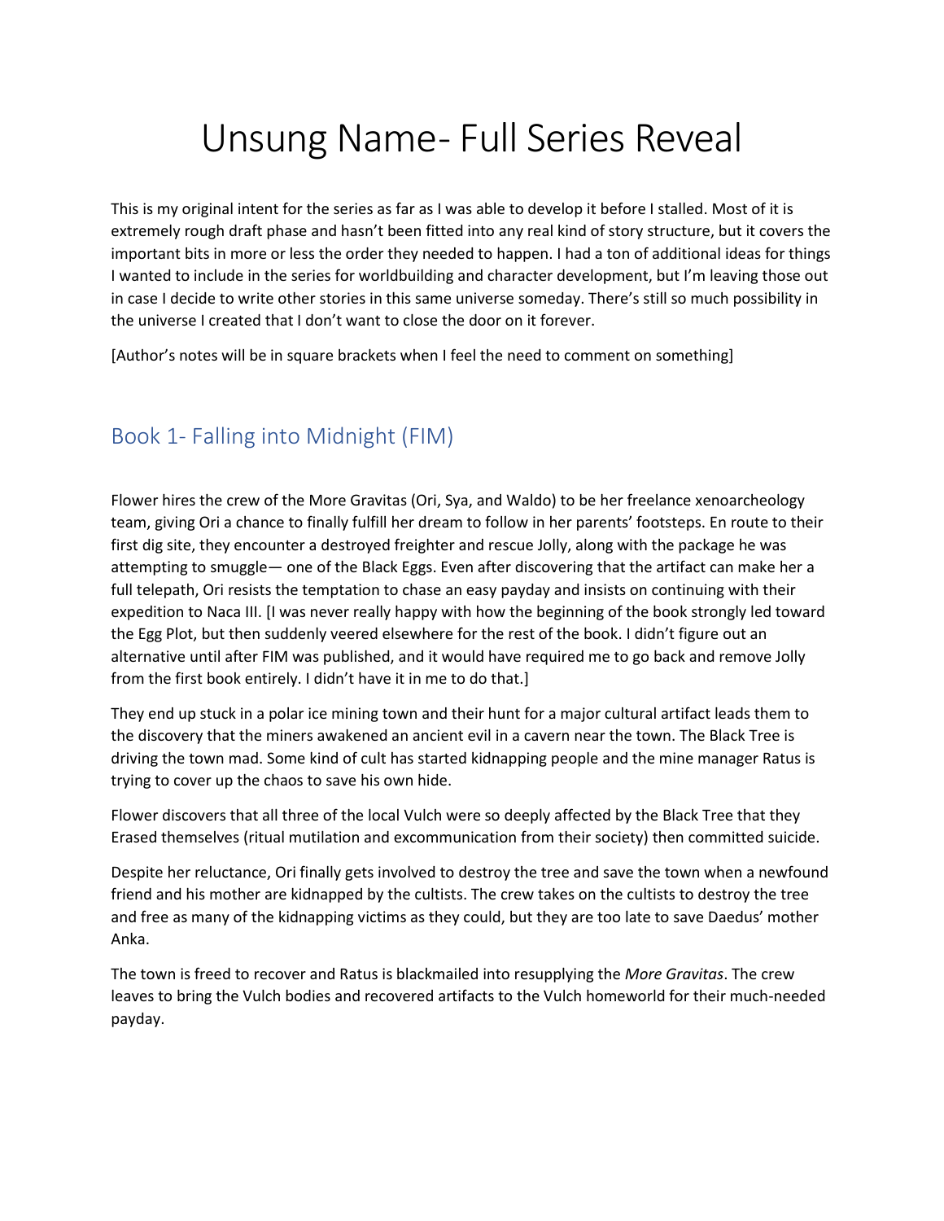# Unsung Name- Full Series Reveal

This is my original intent for the series as far as I was able to develop it before I stalled. Most of it is extremely rough draft phase and hasn't been fitted into any real kind of story structure, but it covers the important bits in more or less the order they needed to happen. I had a ton of additional ideas for things I wanted to include in the series for worldbuilding and character development, but I'm leaving those out in case I decide to write other stories in this same universe someday. There's still so much possibility in the universe I created that I don't want to close the door on it forever.

[Author's notes will be in square brackets when I feel the need to comment on something]

## Book 1- Falling into Midnight (FIM)

Flower hires the crew of the More Gravitas (Ori, Sya, and Waldo) to be her freelance xenoarcheology team, giving Ori a chance to finally fulfill her dream to follow in her parents' footsteps. En route to their first dig site, they encounter a destroyed freighter and rescue Jolly, along with the package he was attempting to smuggle— one of the Black Eggs. Even after discovering that the artifact can make her a full telepath, Ori resists the temptation to chase an easy payday and insists on continuing with their expedition to Naca III. [I was never really happy with how the beginning of the book strongly led toward the Egg Plot, but then suddenly veered elsewhere for the rest of the book. I didn't figure out an alternative until after FIM was published, and it would have required me to go back and remove Jolly from the first book entirely. I didn't have it in me to do that.]

They end up stuck in a polar ice mining town and their hunt for a major cultural artifact leads them to the discovery that the miners awakened an ancient evil in a cavern near the town. The Black Tree is driving the town mad. Some kind of cult has started kidnapping people and the mine manager Ratus is trying to cover up the chaos to save his own hide.

Flower discovers that all three of the local Vulch were so deeply affected by the Black Tree that they Erased themselves (ritual mutilation and excommunication from their society) then committed suicide.

Despite her reluctance, Ori finally gets involved to destroy the tree and save the town when a newfound friend and his mother are kidnapped by the cultists. The crew takes on the cultists to destroy the tree and free as many of the kidnapping victims as they could, but they are too late to save Daedus' mother Anka.

The town is freed to recover and Ratus is blackmailed into resupplying the *More Gravitas*. The crew leaves to bring the Vulch bodies and recovered artifacts to the Vulch homeworld for their much-needed payday.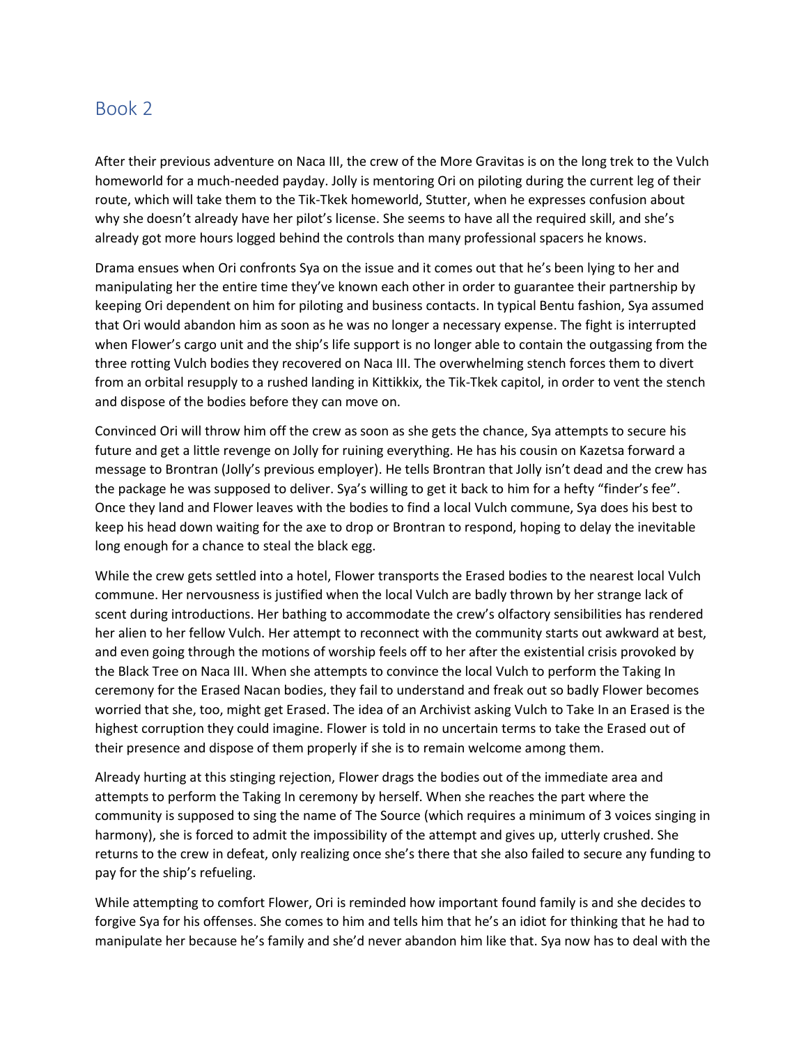## Book 2

After their previous adventure on Naca III, the crew of the More Gravitas is on the long trek to the Vulch homeworld for a much-needed payday. Jolly is mentoring Ori on piloting during the current leg of their route, which will take them to the Tik-Tkek homeworld, Stutter, when he expresses confusion about why she doesn't already have her pilot's license. She seems to have all the required skill, and she's already got more hours logged behind the controls than many professional spacers he knows.

Drama ensues when Ori confronts Sya on the issue and it comes out that he's been lying to her and manipulating her the entire time they've known each other in order to guarantee their partnership by keeping Ori dependent on him for piloting and business contacts. In typical Bentu fashion, Sya assumed that Ori would abandon him as soon as he was no longer a necessary expense. The fight is interrupted when Flower's cargo unit and the ship's life support is no longer able to contain the outgassing from the three rotting Vulch bodies they recovered on Naca III. The overwhelming stench forces them to divert from an orbital resupply to a rushed landing in Kittikkix, the Tik-Tkek capitol, in order to vent the stench and dispose of the bodies before they can move on.

Convinced Ori will throw him off the crew as soon as she gets the chance, Sya attempts to secure his future and get a little revenge on Jolly for ruining everything. He has his cousin on Kazetsa forward a message to Brontran (Jolly's previous employer). He tells Brontran that Jolly isn't dead and the crew has the package he was supposed to deliver. Sya's willing to get it back to him for a hefty "finder's fee". Once they land and Flower leaves with the bodies to find a local Vulch commune, Sya does his best to keep his head down waiting for the axe to drop or Brontran to respond, hoping to delay the inevitable long enough for a chance to steal the black egg.

While the crew gets settled into a hotel, Flower transports the Erased bodies to the nearest local Vulch commune. Her nervousness is justified when the local Vulch are badly thrown by her strange lack of scent during introductions. Her bathing to accommodate the crew's olfactory sensibilities has rendered her alien to her fellow Vulch. Her attempt to reconnect with the community starts out awkward at best, and even going through the motions of worship feels off to her after the existential crisis provoked by the Black Tree on Naca III. When she attempts to convince the local Vulch to perform the Taking In ceremony for the Erased Nacan bodies, they fail to understand and freak out so badly Flower becomes worried that she, too, might get Erased. The idea of an Archivist asking Vulch to Take In an Erased is the highest corruption they could imagine. Flower is told in no uncertain terms to take the Erased out of their presence and dispose of them properly if she is to remain welcome among them.

Already hurting at this stinging rejection, Flower drags the bodies out of the immediate area and attempts to perform the Taking In ceremony by herself. When she reaches the part where the community is supposed to sing the name of The Source (which requires a minimum of 3 voices singing in harmony), she is forced to admit the impossibility of the attempt and gives up, utterly crushed. She returns to the crew in defeat, only realizing once she's there that she also failed to secure any funding to pay for the ship's refueling.

While attempting to comfort Flower, Ori is reminded how important found family is and she decides to forgive Sya for his offenses. She comes to him and tells him that he's an idiot for thinking that he had to manipulate her because he's family and she'd never abandon him like that. Sya now has to deal with the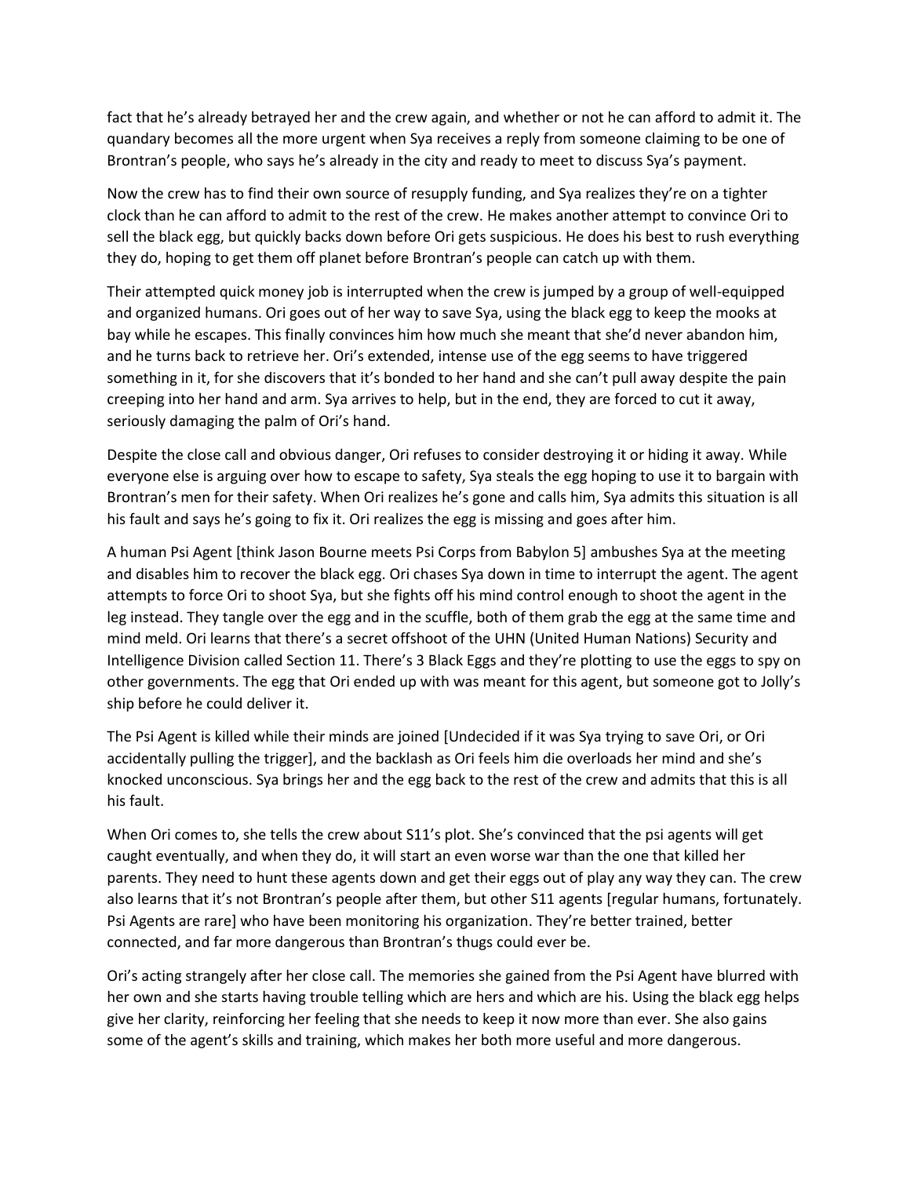fact that he's already betrayed her and the crew again, and whether or not he can afford to admit it. The quandary becomes all the more urgent when Sya receives a reply from someone claiming to be one of Brontran's people, who says he's already in the city and ready to meet to discuss Sya's payment.

Now the crew has to find their own source of resupply funding, and Sya realizes they're on a tighter clock than he can afford to admit to the rest of the crew. He makes another attempt to convince Ori to sell the black egg, but quickly backs down before Ori gets suspicious. He does his best to rush everything they do, hoping to get them off planet before Brontran's people can catch up with them.

Their attempted quick money job is interrupted when the crew is jumped by a group of well-equipped and organized humans. Ori goes out of her way to save Sya, using the black egg to keep the mooks at bay while he escapes. This finally convinces him how much she meant that she'd never abandon him, and he turns back to retrieve her. Ori's extended, intense use of the egg seems to have triggered something in it, for she discovers that it's bonded to her hand and she can't pull away despite the pain creeping into her hand and arm. Sya arrives to help, but in the end, they are forced to cut it away, seriously damaging the palm of Ori's hand.

Despite the close call and obvious danger, Ori refuses to consider destroying it or hiding it away. While everyone else is arguing over how to escape to safety, Sya steals the egg hoping to use it to bargain with Brontran's men for their safety. When Ori realizes he's gone and calls him, Sya admits this situation is all his fault and says he's going to fix it. Ori realizes the egg is missing and goes after him.

A human Psi Agent [think Jason Bourne meets Psi Corps from Babylon 5] ambushes Sya at the meeting and disables him to recover the black egg. Ori chases Sya down in time to interrupt the agent. The agent attempts to force Ori to shoot Sya, but she fights off his mind control enough to shoot the agent in the leg instead. They tangle over the egg and in the scuffle, both of them grab the egg at the same time and mind meld. Ori learns that there's a secret offshoot of the UHN (United Human Nations) Security and Intelligence Division called Section 11. There's 3 Black Eggs and they're plotting to use the eggs to spy on other governments. The egg that Ori ended up with was meant for this agent, but someone got to Jolly's ship before he could deliver it.

The Psi Agent is killed while their minds are joined [Undecided if it was Sya trying to save Ori, or Ori accidentally pulling the trigger], and the backlash as Ori feels him die overloads her mind and she's knocked unconscious. Sya brings her and the egg back to the rest of the crew and admits that this is all his fault.

When Ori comes to, she tells the crew about S11's plot. She's convinced that the psi agents will get caught eventually, and when they do, it will start an even worse war than the one that killed her parents. They need to hunt these agents down and get their eggs out of play any way they can. The crew also learns that it's not Brontran's people after them, but other S11 agents [regular humans, fortunately. Psi Agents are rare] who have been monitoring his organization. They're better trained, better connected, and far more dangerous than Brontran's thugs could ever be.

Ori's acting strangely after her close call. The memories she gained from the Psi Agent have blurred with her own and she starts having trouble telling which are hers and which are his. Using the black egg helps give her clarity, reinforcing her feeling that she needs to keep it now more than ever. She also gains some of the agent's skills and training, which makes her both more useful and more dangerous.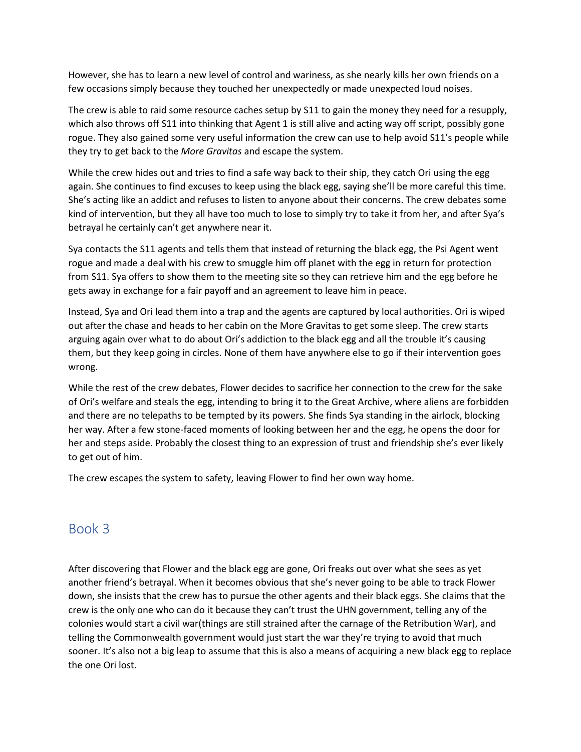However, she has to learn a new level of control and wariness, as she nearly kills her own friends on a few occasions simply because they touched her unexpectedly or made unexpected loud noises.

The crew is able to raid some resource caches setup by S11 to gain the money they need for a resupply, which also throws off S11 into thinking that Agent 1 is still alive and acting way off script, possibly gone rogue. They also gained some very useful information the crew can use to help avoid S11's people while they try to get back to the *More Gravitas* and escape the system.

While the crew hides out and tries to find a safe way back to their ship, they catch Ori using the egg again. She continues to find excuses to keep using the black egg, saying she'll be more careful this time. She's acting like an addict and refuses to listen to anyone about their concerns. The crew debates some kind of intervention, but they all have too much to lose to simply try to take it from her, and after Sya's betrayal he certainly can't get anywhere near it.

Sya contacts the S11 agents and tells them that instead of returning the black egg, the Psi Agent went rogue and made a deal with his crew to smuggle him off planet with the egg in return for protection from S11. Sya offers to show them to the meeting site so they can retrieve him and the egg before he gets away in exchange for a fair payoff and an agreement to leave him in peace.

Instead, Sya and Ori lead them into a trap and the agents are captured by local authorities. Ori is wiped out after the chase and heads to her cabin on the More Gravitas to get some sleep. The crew starts arguing again over what to do about Ori's addiction to the black egg and all the trouble it's causing them, but they keep going in circles. None of them have anywhere else to go if their intervention goes wrong.

While the rest of the crew debates, Flower decides to sacrifice her connection to the crew for the sake of Ori's welfare and steals the egg, intending to bring it to the Great Archive, where aliens are forbidden and there are no telepaths to be tempted by its powers. She finds Sya standing in the airlock, blocking her way. After a few stone-faced moments of looking between her and the egg, he opens the door for her and steps aside. Probably the closest thing to an expression of trust and friendship she's ever likely to get out of him.

The crew escapes the system to safety, leaving Flower to find her own way home.

## Book 3

After discovering that Flower and the black egg are gone, Ori freaks out over what she sees as yet another friend's betrayal. When it becomes obvious that she's never going to be able to track Flower down, she insists that the crew has to pursue the other agents and their black eggs. She claims that the crew is the only one who can do it because they can't trust the UHN government, telling any of the colonies would start a civil war(things are still strained after the carnage of the Retribution War), and telling the Commonwealth government would just start the war they're trying to avoid that much sooner. It's also not a big leap to assume that this is also a means of acquiring a new black egg to replace the one Ori lost.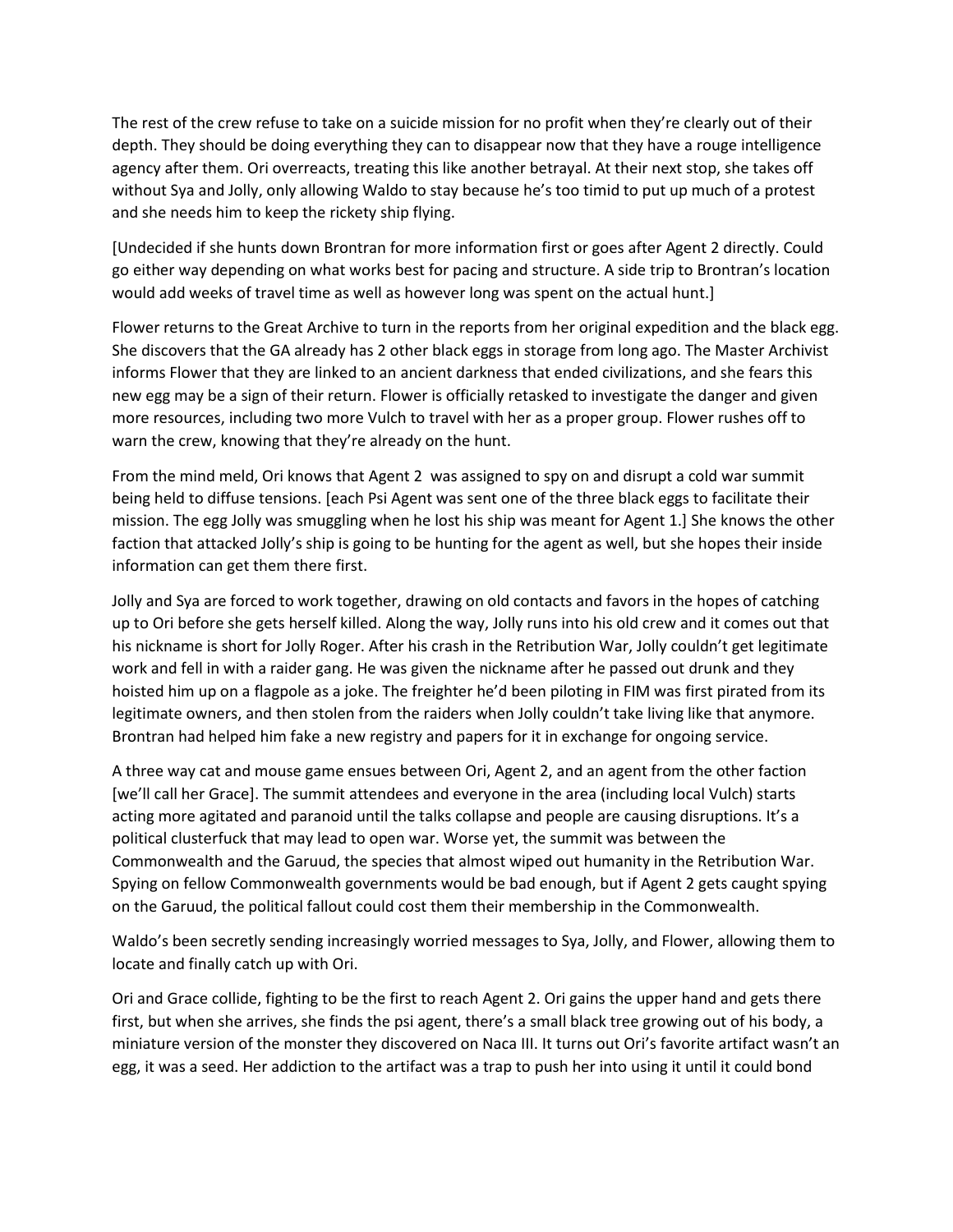The rest of the crew refuse to take on a suicide mission for no profit when they're clearly out of their depth. They should be doing everything they can to disappear now that they have a rouge intelligence agency after them. Ori overreacts, treating this like another betrayal. At their next stop, she takes off without Sya and Jolly, only allowing Waldo to stay because he's too timid to put up much of a protest and she needs him to keep the rickety ship flying.

[Undecided if she hunts down Brontran for more information first or goes after Agent 2 directly. Could go either way depending on what works best for pacing and structure. A side trip to Brontran's location would add weeks of travel time as well as however long was spent on the actual hunt.]

Flower returns to the Great Archive to turn in the reports from her original expedition and the black egg. She discovers that the GA already has 2 other black eggs in storage from long ago. The Master Archivist informs Flower that they are linked to an ancient darkness that ended civilizations, and she fears this new egg may be a sign of their return. Flower is officially retasked to investigate the danger and given more resources, including two more Vulch to travel with her as a proper group. Flower rushes off to warn the crew, knowing that they're already on the hunt.

From the mind meld, Ori knows that Agent 2  was assigned to spy on and disrupt a cold war summit being held to diffuse tensions. [each Psi Agent was sent one of the three black eggs to facilitate their mission. The egg Jolly was smuggling when he lost his ship was meant for Agent 1.] She knows the other faction that attacked Jolly's ship is going to be hunting for the agent as well, but she hopes their inside information can get them there first.

Jolly and Sya are forced to work together, drawing on old contacts and favors in the hopes of catching up to Ori before she gets herself killed. Along the way, Jolly runs into his old crew and it comes out that his nickname is short for Jolly Roger. After his crash in the Retribution War, Jolly couldn't get legitimate work and fell in with a raider gang. He was given the nickname after he passed out drunk and they hoisted him up on a flagpole as a joke. The freighter he'd been piloting in FIM was first pirated from its legitimate owners, and then stolen from the raiders when Jolly couldn't take living like that anymore. Brontran had helped him fake a new registry and papers for it in exchange for ongoing service.

A three way cat and mouse game ensues between Ori, Agent 2, and an agent from the other faction [we'll call her Grace]. The summit attendees and everyone in the area (including local Vulch) starts acting more agitated and paranoid until the talks collapse and people are causing disruptions. It's a political clusterfuck that may lead to open war. Worse yet, the summit was between the Commonwealth and the Garuud, the species that almost wiped out humanity in the Retribution War. Spying on fellow Commonwealth governments would be bad enough, but if Agent 2 gets caught spying on the Garuud, the political fallout could cost them their membership in the Commonwealth.

Waldo's been secretly sending increasingly worried messages to Sya, Jolly, and Flower, allowing them to locate and finally catch up with Ori.

Ori and Grace collide, fighting to be the first to reach Agent 2. Ori gains the upper hand and gets there first, but when she arrives, she finds the psi agent, there's a small black tree growing out of his body, a miniature version of the monster they discovered on Naca III. It turns out Ori's favorite artifact wasn't an egg, it was a seed. Her addiction to the artifact was a trap to push her into using it until it could bond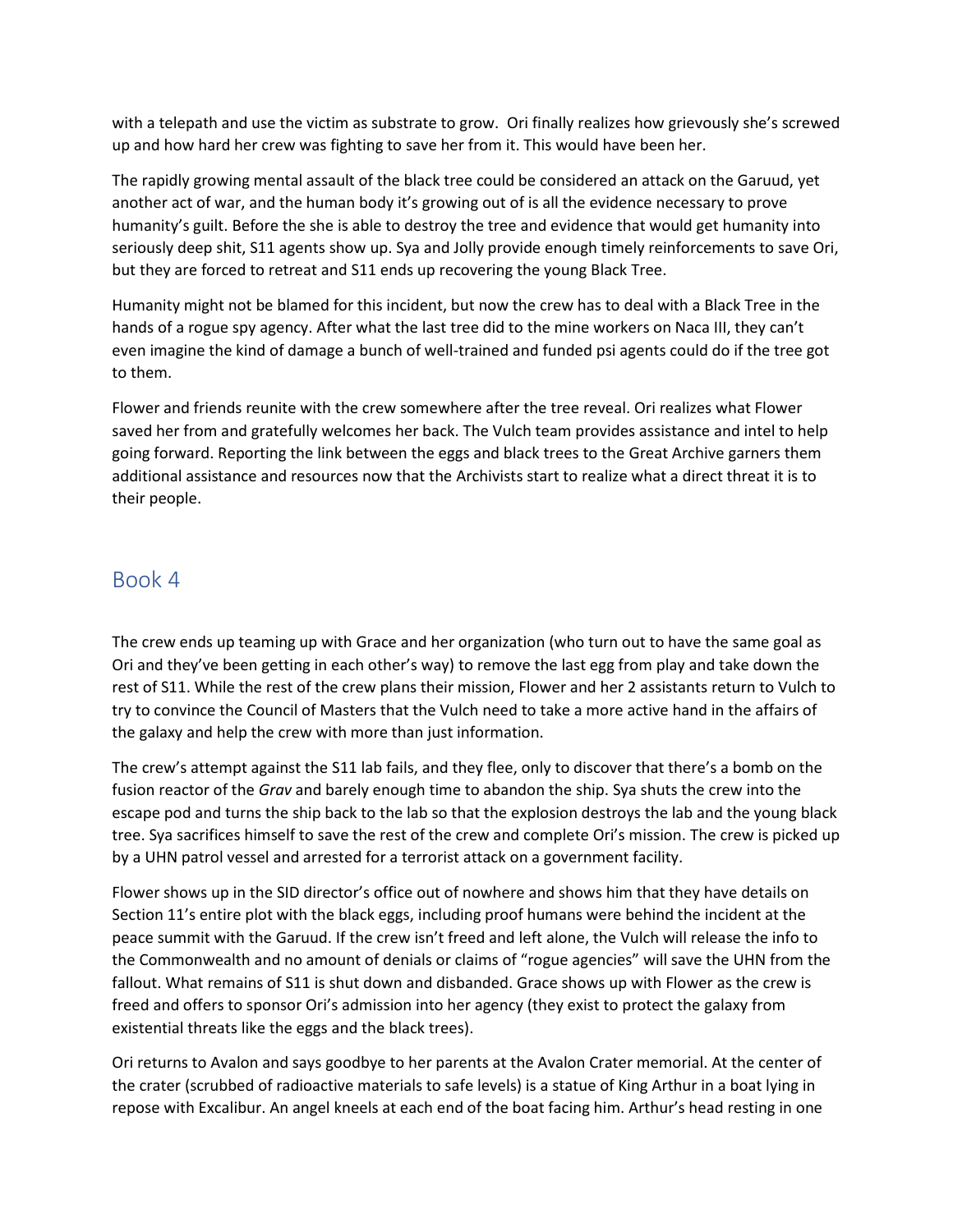with a telepath and use the victim as substrate to grow. Ori finally realizes how grievously she's screwed up and how hard her crew was fighting to save her from it. This would have been her.

The rapidly growing mental assault of the black tree could be considered an attack on the Garuud, yet another act of war, and the human body it's growing out of is all the evidence necessary to prove humanity's guilt. Before the she is able to destroy the tree and evidence that would get humanity into seriously deep shit, S11 agents show up. Sya and Jolly provide enough timely reinforcements to save Ori, but they are forced to retreat and S11 ends up recovering the young Black Tree.

Humanity might not be blamed for this incident, but now the crew has to deal with a Black Tree in the hands of a rogue spy agency. After what the last tree did to the mine workers on Naca III, they can't even imagine the kind of damage a bunch of well-trained and funded psi agents could do if the tree got to them.

Flower and friends reunite with the crew somewhere after the tree reveal. Ori realizes what Flower saved her from and gratefully welcomes her back. The Vulch team provides assistance and intel to help going forward. Reporting the link between the eggs and black trees to the Great Archive garners them additional assistance and resources now that the Archivists start to realize what a direct threat it is to their people.

## Book 4

The crew ends up teaming up with Grace and her organization (who turn out to have the same goal as Ori and they've been getting in each other's way) to remove the last egg from play and take down the rest of S11. While the rest of the crew plans their mission, Flower and her 2 assistants return to Vulch to try to convince the Council of Masters that the Vulch need to take a more active hand in the affairs of the galaxy and help the crew with more than just information.

The crew's attempt against the S11 lab fails, and they flee, only to discover that there's a bomb on the fusion reactor of the *Grav* and barely enough time to abandon the ship. Sya shuts the crew into the escape pod and turns the ship back to the lab so that the explosion destroys the lab and the young black tree. Sya sacrifices himself to save the rest of the crew and complete Ori's mission. The crew is picked up by a UHN patrol vessel and arrested for a terrorist attack on a government facility.

Flower shows up in the SID director's office out of nowhere and shows him that they have details on Section 11's entire plot with the black eggs, including proof humans were behind the incident at the peace summit with the Garuud. If the crew isn't freed and left alone, the Vulch will release the info to the Commonwealth and no amount of denials or claims of "rogue agencies" will save the UHN from the fallout. What remains of S11 is shut down and disbanded. Grace shows up with Flower as the crew is freed and offers to sponsor Ori's admission into her agency (they exist to protect the galaxy from existential threats like the eggs and the black trees).

Ori returns to Avalon and says goodbye to her parents at the Avalon Crater memorial. At the center of the crater (scrubbed of radioactive materials to safe levels) is a statue of King Arthur in a boat lying in repose with Excalibur. An angel kneels at each end of the boat facing him. Arthur's head resting in one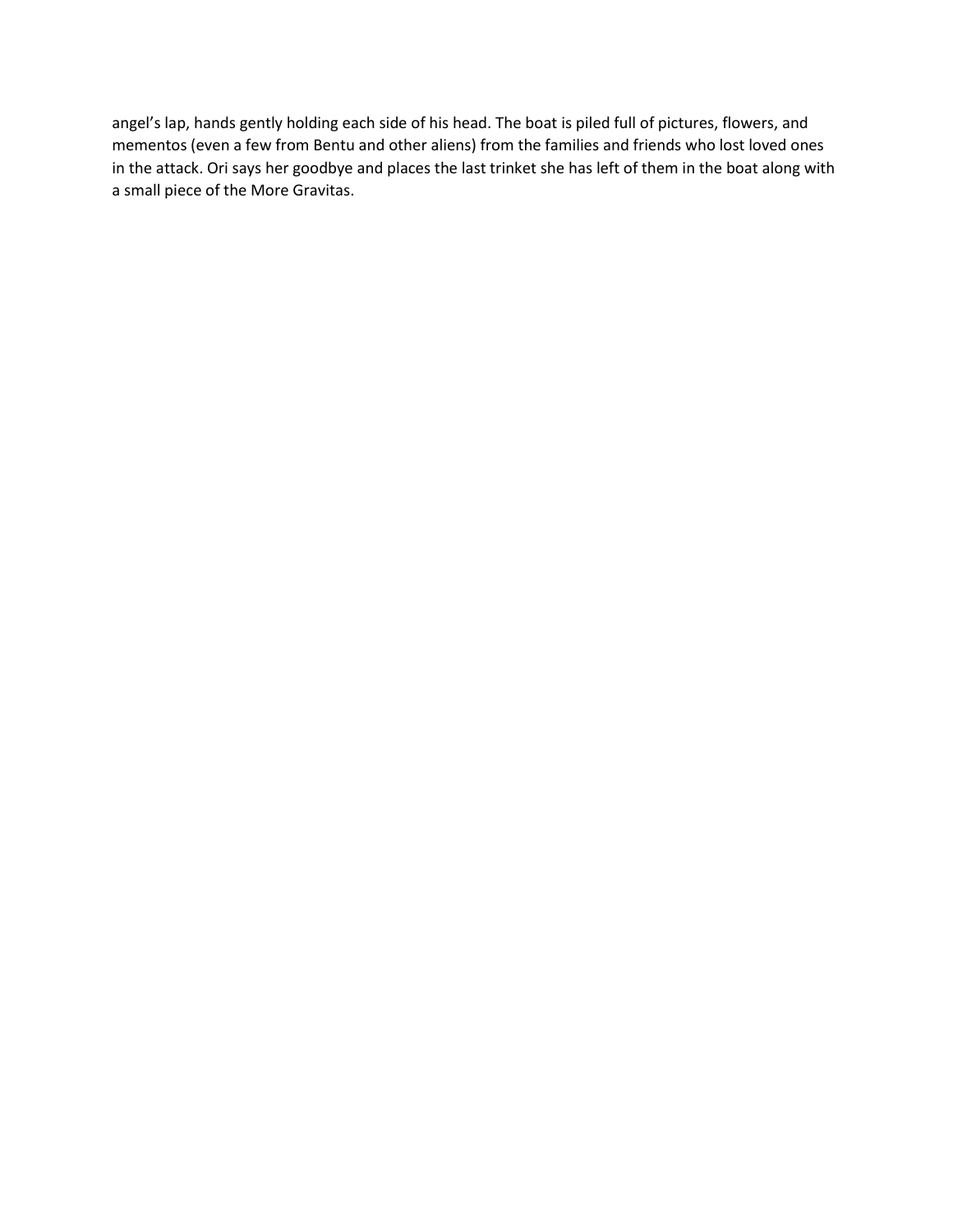angel's lap, hands gently holding each side of his head. The boat is piled full of pictures, flowers, and mementos (even a few from Bentu and other aliens) from the families and friends who lost loved ones in the attack. Ori says her goodbye and places the last trinket she has left of them in the boat along with a small piece of the More Gravitas.